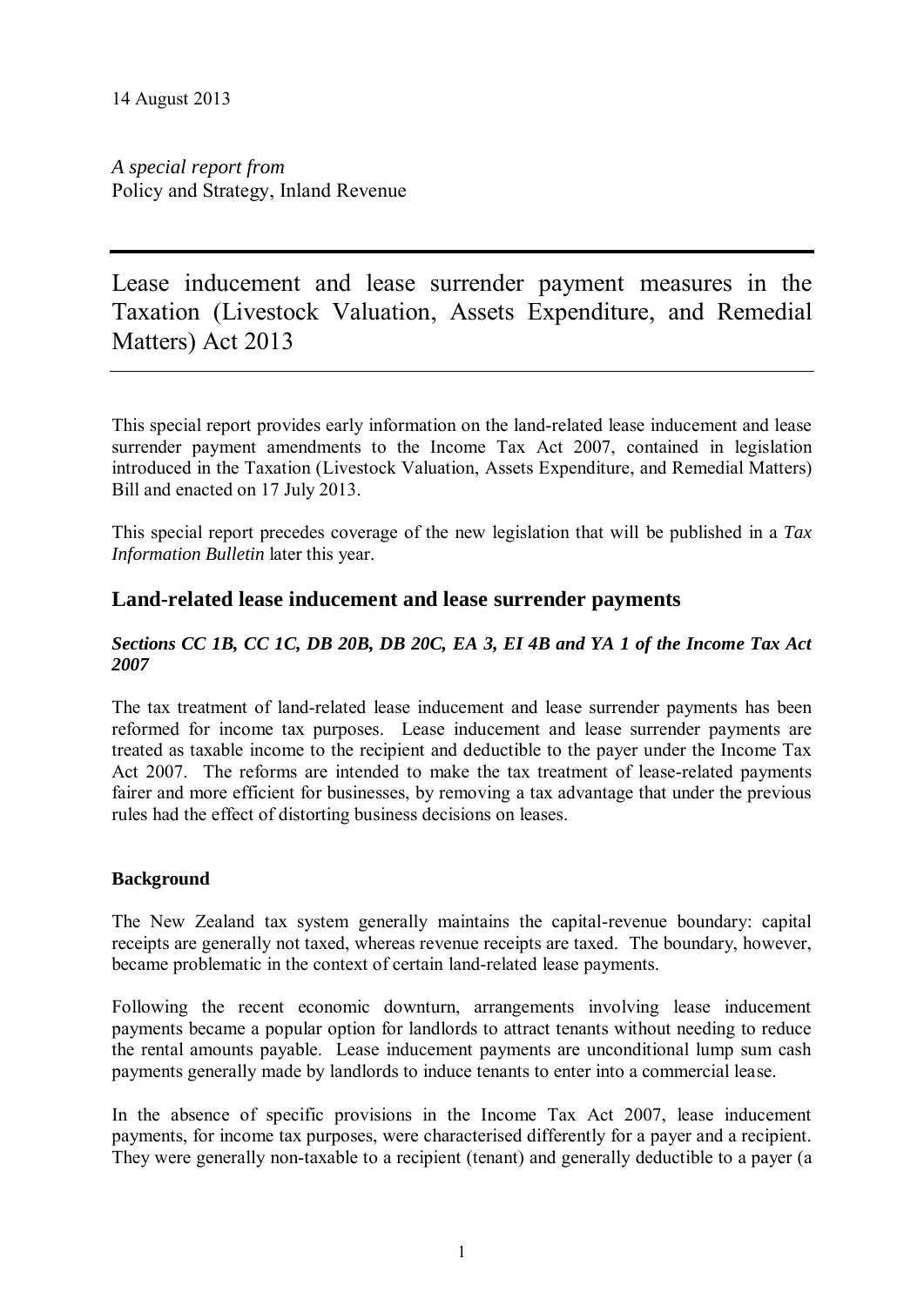14 August 2013

*A special report from*
Policy and Strategy, Inland Revenue

---

# Lease inducement and lease surrender payment measures in the Taxation (Livestock Valuation, Assets Expenditure, and Remedial Matters) Act 2013

---

This special report provides early information on the land-related lease inducement and lease surrender payment amendments to the Income Tax Act 2007, contained in legislation introduced in the Taxation (Livestock Valuation, Assets Expenditure, and Remedial Matters) Bill and enacted on 17 July 2013.

This special report precedes coverage of the new legislation that will be published in a *Tax Information Bulletin* later this year.

## Land-related lease inducement and lease surrender payments

***Sections CC 1B, CC 1C, DB 20B, DB 20C, EA 3, EI 4B and YA 1 of the Income Tax Act 2007***

The tax treatment of land-related lease inducement and lease surrender payments has been reformed for income tax purposes. Lease inducement and lease surrender payments are treated as taxable income to the recipient and deductible to the payer under the Income Tax Act 2007. The reforms are intended to make the tax treatment of lease-related payments fairer and more efficient for businesses, by removing a tax advantage that under the previous rules had the effect of distorting business decisions on leases.

### Background

The New Zealand tax system generally maintains the capital-revenue boundary: capital receipts are generally not taxed, whereas revenue receipts are taxed. The boundary, however, became problematic in the context of certain land-related lease payments.

Following the recent economic downturn, arrangements involving lease inducement payments became a popular option for landlords to attract tenants without needing to reduce the rental amounts payable. Lease inducement payments are unconditional lump sum cash payments generally made by landlords to induce tenants to enter into a commercial lease.

In the absence of specific provisions in the Income Tax Act 2007, lease inducement payments, for income tax purposes, were characterised differently for a payer and a recipient. They were generally non-taxable to a recipient (tenant) and generally deductible to a payer (a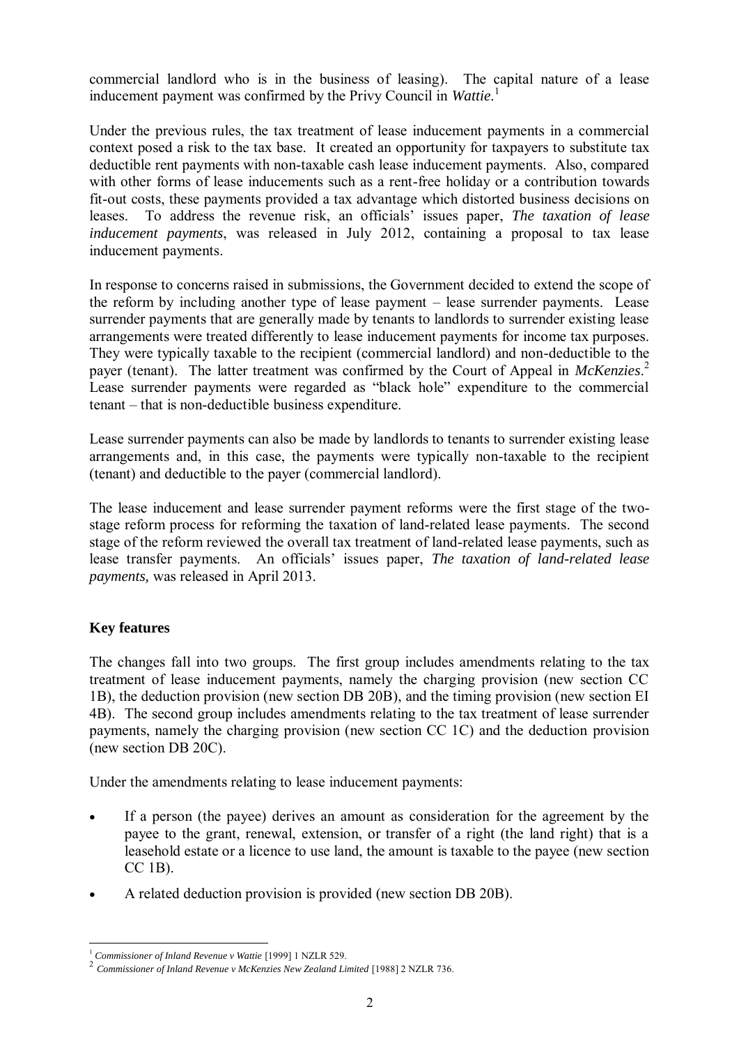commercial landlord who is in the business of leasing). The capital nature of a lease inducement payment was confirmed by the Privy Council in *Wattie*.[1]

Under the previous rules, the tax treatment of lease inducement payments in a commercial context posed a risk to the tax base. It created an opportunity for taxpayers to substitute tax deductible rent payments with non-taxable cash lease inducement payments. Also, compared with other forms of lease inducements such as a rent-free holiday or a contribution towards fit-out costs, these payments provided a tax advantage which distorted business decisions on leases. To address the revenue risk, an officials' issues paper, *The taxation of lease inducement payments*, was released in July 2012, containing a proposal to tax lease inducement payments.

In response to concerns raised in submissions, the Government decided to extend the scope of the reform by including another type of lease payment – lease surrender payments. Lease surrender payments that are generally made by tenants to landlords to surrender existing lease arrangements were treated differently to lease inducement payments for income tax purposes. They were typically taxable to the recipient (commercial landlord) and non-deductible to the payer (tenant). The latter treatment was confirmed by the Court of Appeal in *McKenzies*.[2] Lease surrender payments were regarded as "black hole" expenditure to the commercial tenant – that is non-deductible business expenditure.

Lease surrender payments can also be made by landlords to tenants to surrender existing lease arrangements and, in this case, the payments were typically non-taxable to the recipient (tenant) and deductible to the payer (commercial landlord).

The lease inducement and lease surrender payment reforms were the first stage of the two-stage reform process for reforming the taxation of land-related lease payments. The second stage of the reform reviewed the overall tax treatment of land-related lease payments, such as lease transfer payments. An officials' issues paper, *The taxation of land-related lease payments,* was released in April 2013.

## Key features

The changes fall into two groups. The first group includes amendments relating to the tax treatment of lease inducement payments, namely the charging provision (new section CC 1B), the deduction provision (new section DB 20B), and the timing provision (new section EI 4B). The second group includes amendments relating to the tax treatment of lease surrender payments, namely the charging provision (new section CC 1C) and the deduction provision (new section DB 20C).

Under the amendments relating to lease inducement payments:

- If a person (the payee) derives an amount as consideration for the agreement by the payee to the grant, renewal, extension, or transfer of a right (the land right) that is a leasehold estate or a licence to use land, the amount is taxable to the payee (new section CC 1B).
- A related deduction provision is provided (new section DB 20B).

---

[1] *Commissioner of Inland Revenue v Wattie* [1999] 1 NZLR 529.

[2] *Commissioner of Inland Revenue v McKenzies New Zealand Limited* [1988] 2 NZLR 736.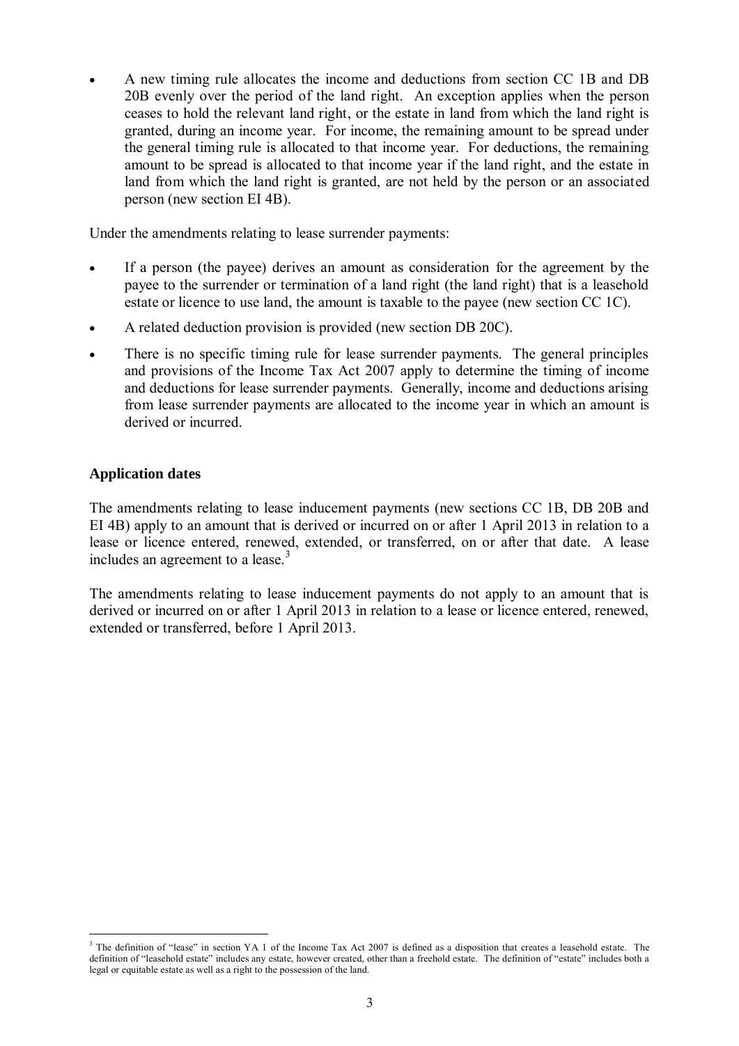- A new timing rule allocates the income and deductions from section CC 1B and DB 20B evenly over the period of the land right. An exception applies when the person ceases to hold the relevant land right, or the estate in land from which the land right is granted, during an income year. For income, the remaining amount to be spread under the general timing rule is allocated to that income year. For deductions, the remaining amount to be spread is allocated to that income year if the land right, and the estate in land from which the land right is granted, are not held by the person or an associated person (new section EI 4B).

Under the amendments relating to lease surrender payments:

- If a person (the payee) derives an amount as consideration for the agreement by the payee to the surrender or termination of a land right (the land right) that is a leasehold estate or licence to use land, the amount is taxable to the payee (new section CC 1C).
- A related deduction provision is provided (new section DB 20C).
- There is no specific timing rule for lease surrender payments. The general principles and provisions of the Income Tax Act 2007 apply to determine the timing of income and deductions for lease surrender payments. Generally, income and deductions arising from lease surrender payments are allocated to the income year in which an amount is derived or incurred.

## Application dates

The amendments relating to lease inducement payments (new sections CC 1B, DB 20B and EI 4B) apply to an amount that is derived or incurred on or after 1 April 2013 in relation to a lease or licence entered, renewed, extended, or transferred, on or after that date. A lease includes an agreement to a lease.[3]

The amendments relating to lease inducement payments do not apply to an amount that is derived or incurred on or after 1 April 2013 in relation to a lease or licence entered, renewed, extended or transferred, before 1 April 2013.

---

[3] The definition of "lease" in section YA 1 of the Income Tax Act 2007 is defined as a disposition that creates a leasehold estate. The definition of "leasehold estate" includes any estate, however created, other than a freehold estate. The definition of "estate" includes both a legal or equitable estate as well as a right to the possession of the land.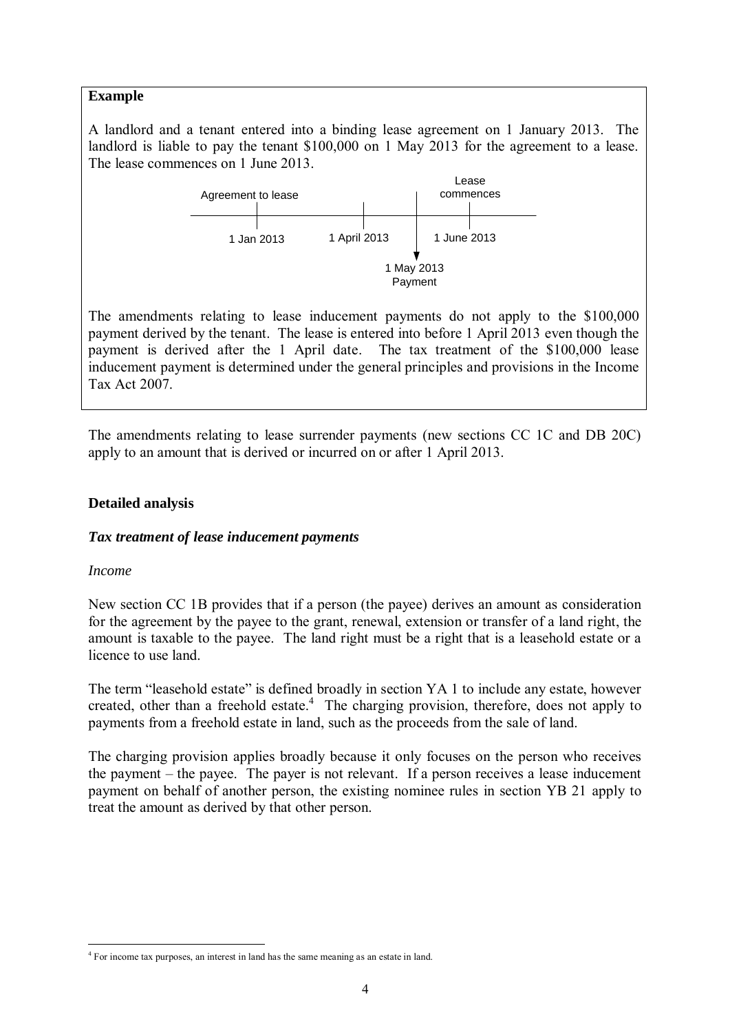**Example**

A landlord and a tenant entered into a binding lease agreement on 1 January 2013. The landlord is liable to pay the tenant $100,000 on 1 May 2013 for the agreement to a lease. The lease commences on 1 June 2013.

Agreement to lease — 1 Jan 2013; 1 April 2013; 1 May 2013 Payment; Lease commences — 1 June 2013

The amendments relating to lease inducement payments do not apply to the $100,000 payment derived by the tenant. The lease is entered into before 1 April 2013 even though the payment is derived after the 1 April date. The tax treatment of the $100,000 lease inducement payment is determined under the general principles and provisions in the Income Tax Act 2007.

The amendments relating to lease surrender payments (new sections CC 1C and DB 20C) apply to an amount that is derived or incurred on or after 1 April 2013.

## Detailed analysis

### *Tax treatment of lease inducement payments*

*Income*

New section CC 1B provides that if a person (the payee) derives an amount as consideration for the agreement by the payee to the grant, renewal, extension or transfer of a land right, the amount is taxable to the payee. The land right must be a right that is a leasehold estate or a licence to use land.

The term "leasehold estate" is defined broadly in section YA 1 to include any estate, however created, other than a freehold estate.[4] The charging provision, therefore, does not apply to payments from a freehold estate in land, such as the proceeds from the sale of land.

The charging provision applies broadly because it only focuses on the person who receives the payment – the payee. The payer is not relevant. If a person receives a lease inducement payment on behalf of another person, the existing nominee rules in section YB 21 apply to treat the amount as derived by that other person.

[4] For income tax purposes, an interest in land has the same meaning as an estate in land.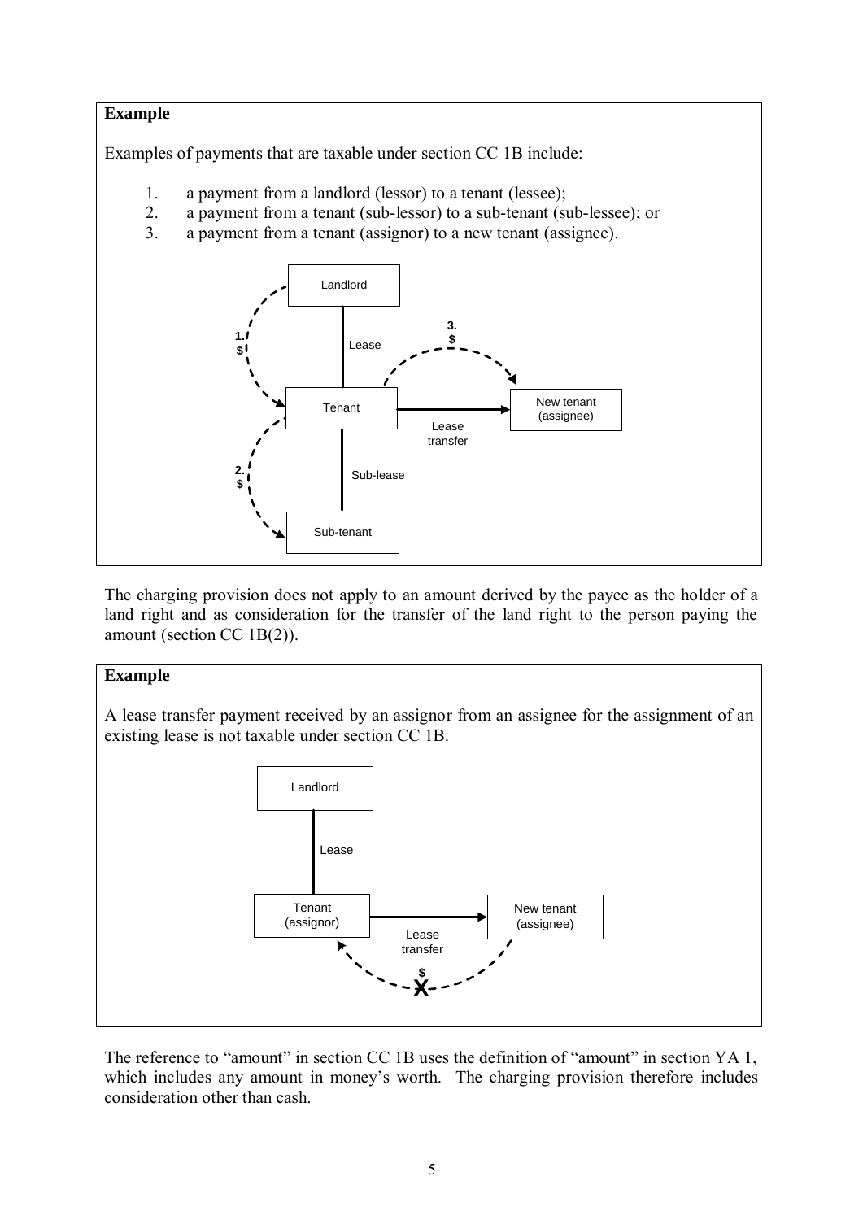**Example**

Examples of payments that are taxable under section CC 1B include:

1. a payment from a landlord (lessor) to a tenant (lessee);
2. a payment from a tenant (sub-lessor) to a sub-tenant (sub-lessee); or
3. a payment from a tenant (assignor) to a new tenant (assignee).

Landlord — Lease — Tenant — Sub-lease — Sub-tenant; Tenant — Lease transfer → New tenant (assignee)

1. $ (Landlord → Tenant)
2. $ (Tenant → Sub-tenant)
3. $ (Tenant → New tenant (assignee))

The charging provision does not apply to an amount derived by the payee as the holder of a land right and as consideration for the transfer of the land right to the person paying the amount (section CC 1B(2)).

**Example**

A lease transfer payment received by an assignor from an assignee for the assignment of an existing lease is not taxable under section CC 1B.

Landlord — Lease — Tenant (assignor) — Lease transfer → New tenant (assignee)

$ X (New tenant (assignee) → Tenant (assignor))

The reference to "amount" in section CC 1B uses the definition of "amount" in section YA 1, which includes any amount in money's worth. The charging provision therefore includes consideration other than cash.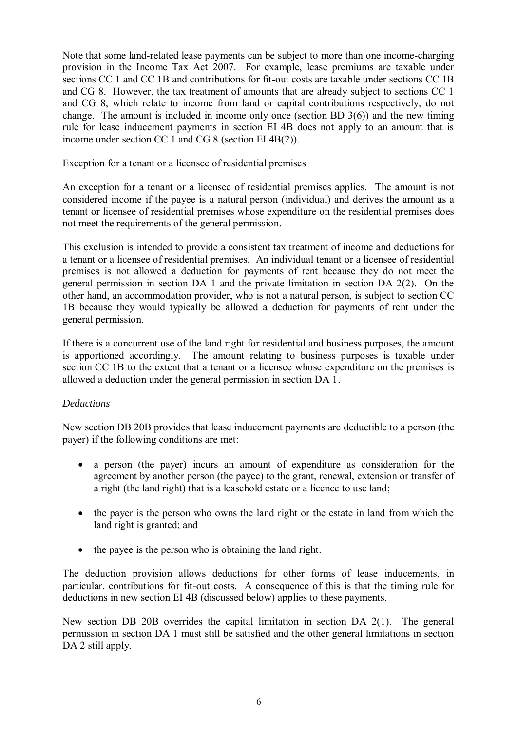Note that some land-related lease payments can be subject to more than one income-charging provision in the Income Tax Act 2007. For example, lease premiums are taxable under sections CC 1 and CC 1B and contributions for fit-out costs are taxable under sections CC 1B and CG 8. However, the tax treatment of amounts that are already subject to sections CC 1 and CG 8, which relate to income from land or capital contributions respectively, do not change. The amount is included in income only once (section BD 3(6)) and the new timing rule for lease inducement payments in section EI 4B does not apply to an amount that is income under section CC 1 and CG 8 (section EI 4B(2)).

<u>Exception for a tenant or a licensee of residential premises</u>

An exception for a tenant or a licensee of residential premises applies. The amount is not considered income if the payee is a natural person (individual) and derives the amount as a tenant or licensee of residential premises whose expenditure on the residential premises does not meet the requirements of the general permission.

This exclusion is intended to provide a consistent tax treatment of income and deductions for a tenant or a licensee of residential premises. An individual tenant or a licensee of residential premises is not allowed a deduction for payments of rent because they do not meet the general permission in section DA 1 and the private limitation in section DA 2(2). On the other hand, an accommodation provider, who is not a natural person, is subject to section CC 1B because they would typically be allowed a deduction for payments of rent under the general permission.

If there is a concurrent use of the land right for residential and business purposes, the amount is apportioned accordingly. The amount relating to business purposes is taxable under section CC 1B to the extent that a tenant or a licensee whose expenditure on the premises is allowed a deduction under the general permission in section DA 1.

*Deductions*

New section DB 20B provides that lease inducement payments are deductible to a person (the payer) if the following conditions are met:

- a person (the payer) incurs an amount of expenditure as consideration for the agreement by another person (the payee) to the grant, renewal, extension or transfer of a right (the land right) that is a leasehold estate or a licence to use land;
- the payer is the person who owns the land right or the estate in land from which the land right is granted; and
- the payee is the person who is obtaining the land right.

The deduction provision allows deductions for other forms of lease inducements, in particular, contributions for fit-out costs. A consequence of this is that the timing rule for deductions in new section EI 4B (discussed below) applies to these payments.

New section DB 20B overrides the capital limitation in section DA 2(1). The general permission in section DA 1 must still be satisfied and the other general limitations in section DA 2 still apply.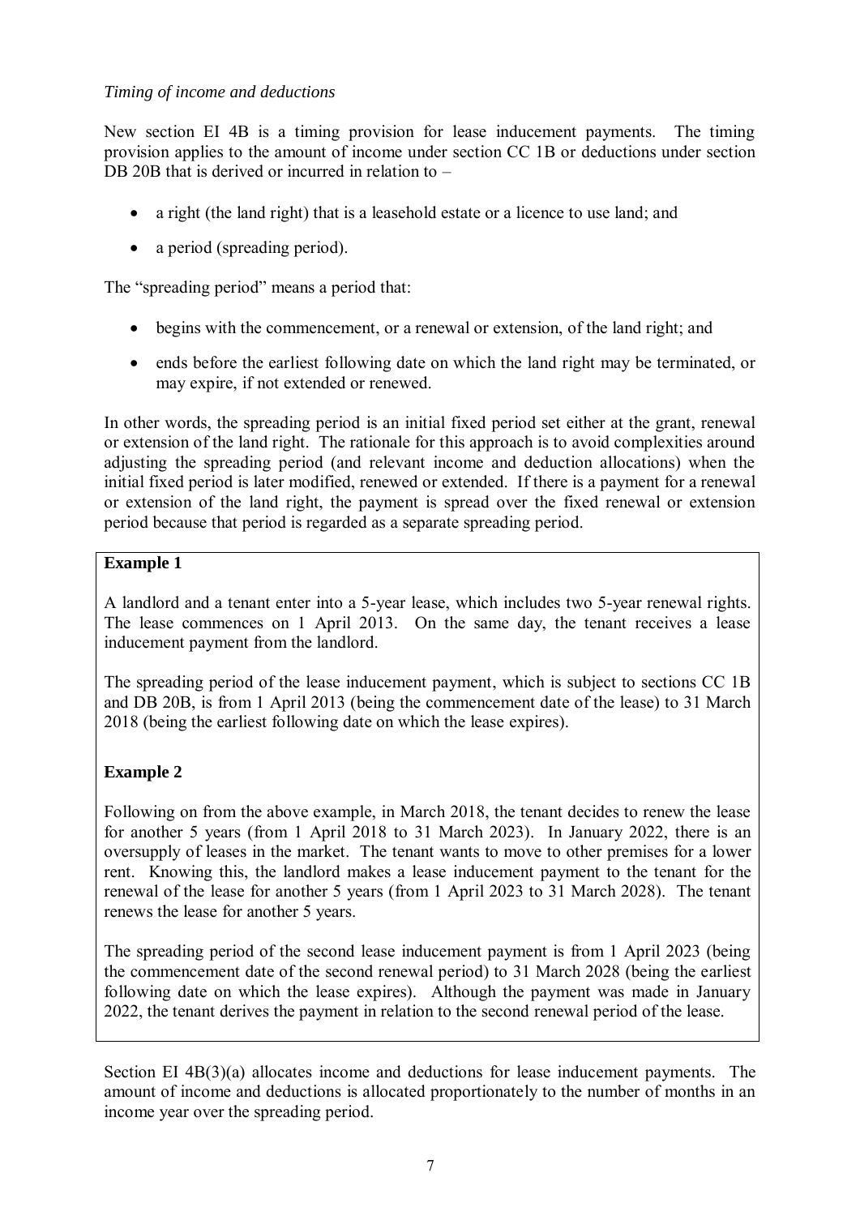*Timing of income and deductions*

New section EI 4B is a timing provision for lease inducement payments. The timing provision applies to the amount of income under section CC 1B or deductions under section DB 20B that is derived or incurred in relation to –

- a right (the land right) that is a leasehold estate or a licence to use land; and
- a period (spreading period).

The "spreading period" means a period that:

- begins with the commencement, or a renewal or extension, of the land right; and
- ends before the earliest following date on which the land right may be terminated, or may expire, if not extended or renewed.

In other words, the spreading period is an initial fixed period set either at the grant, renewal or extension of the land right. The rationale for this approach is to avoid complexities around adjusting the spreading period (and relevant income and deduction allocations) when the initial fixed period is later modified, renewed or extended. If there is a payment for a renewal or extension of the land right, the payment is spread over the fixed renewal or extension period because that period is regarded as a separate spreading period.

**Example 1**

A landlord and a tenant enter into a 5-year lease, which includes two 5-year renewal rights. The lease commences on 1 April 2013. On the same day, the tenant receives a lease inducement payment from the landlord.

The spreading period of the lease inducement payment, which is subject to sections CC 1B and DB 20B, is from 1 April 2013 (being the commencement date of the lease) to 31 March 2018 (being the earliest following date on which the lease expires).

**Example 2**

Following on from the above example, in March 2018, the tenant decides to renew the lease for another 5 years (from 1 April 2018 to 31 March 2023). In January 2022, there is an oversupply of leases in the market. The tenant wants to move to other premises for a lower rent. Knowing this, the landlord makes a lease inducement payment to the tenant for the renewal of the lease for another 5 years (from 1 April 2023 to 31 March 2028). The tenant renews the lease for another 5 years.

The spreading period of the second lease inducement payment is from 1 April 2023 (being the commencement date of the second renewal period) to 31 March 2028 (being the earliest following date on which the lease expires). Although the payment was made in January 2022, the tenant derives the payment in relation to the second renewal period of the lease.

Section EI 4B(3)(a) allocates income and deductions for lease inducement payments. The amount of income and deductions is allocated proportionately to the number of months in an income year over the spreading period.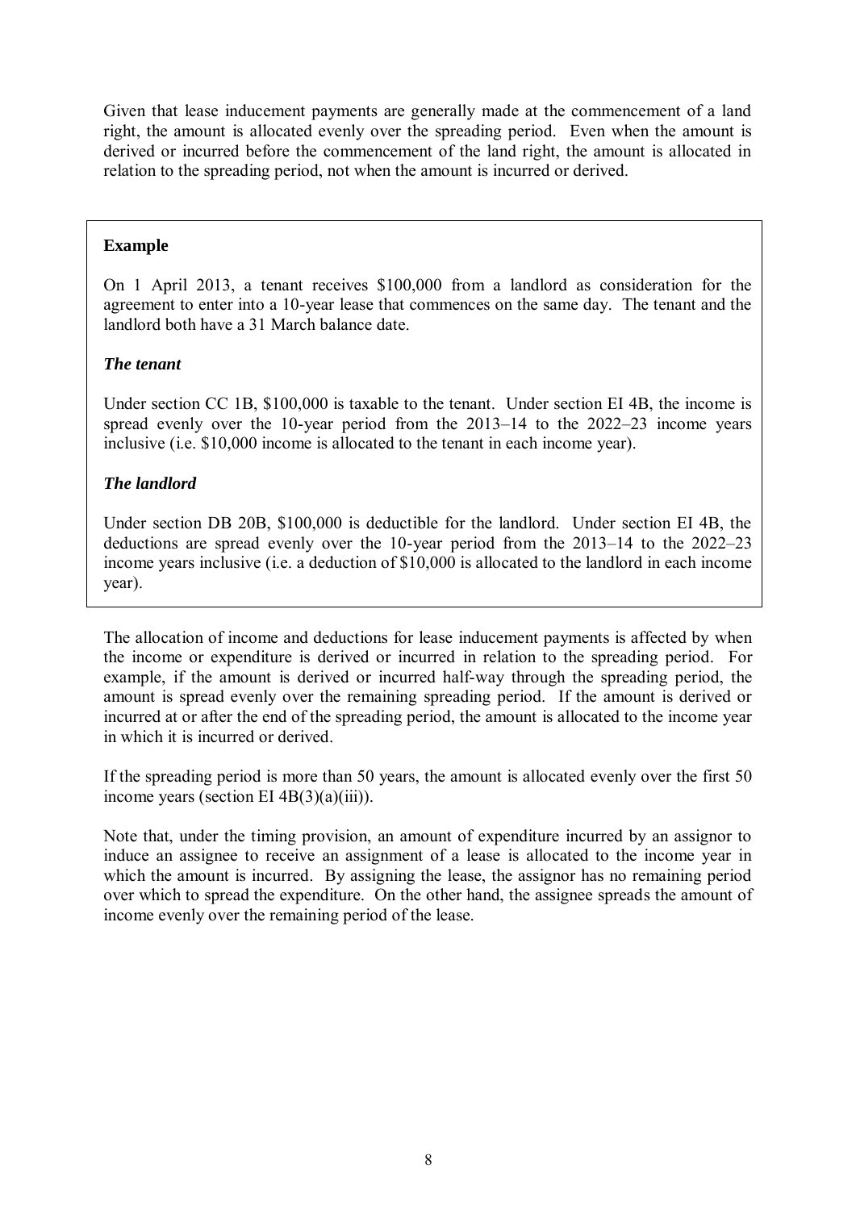Given that lease inducement payments are generally made at the commencement of a land right, the amount is allocated evenly over the spreading period. Even when the amount is derived or incurred before the commencement of the land right, the amount is allocated in relation to the spreading period, not when the amount is incurred or derived.

> **Example**
>
> On 1 April 2013, a tenant receives $100,000 from a landlord as consideration for the agreement to enter into a 10-year lease that commences on the same day. The tenant and the landlord both have a 31 March balance date.
>
> ***The tenant***
>
> Under section CC 1B, $100,000 is taxable to the tenant. Under section EI 4B, the income is spread evenly over the 10-year period from the 2013–14 to the 2022–23 income years inclusive (i.e. $10,000 income is allocated to the tenant in each income year).
>
> ***The landlord***
>
> Under section DB 20B, $100,000 is deductible for the landlord. Under section EI 4B, the deductions are spread evenly over the 10-year period from the 2013–14 to the 2022–23 income years inclusive (i.e. a deduction of $10,000 is allocated to the landlord in each income year).

The allocation of income and deductions for lease inducement payments is affected by when the income or expenditure is derived or incurred in relation to the spreading period. For example, if the amount is derived or incurred half-way through the spreading period, the amount is spread evenly over the remaining spreading period. If the amount is derived or incurred at or after the end of the spreading period, the amount is allocated to the income year in which it is incurred or derived.

If the spreading period is more than 50 years, the amount is allocated evenly over the first 50 income years (section EI 4B(3)(a)(iii)).

Note that, under the timing provision, an amount of expenditure incurred by an assignor to induce an assignee to receive an assignment of a lease is allocated to the income year in which the amount is incurred. By assigning the lease, the assignor has no remaining period over which to spread the expenditure. On the other hand, the assignee spreads the amount of income evenly over the remaining period of the lease.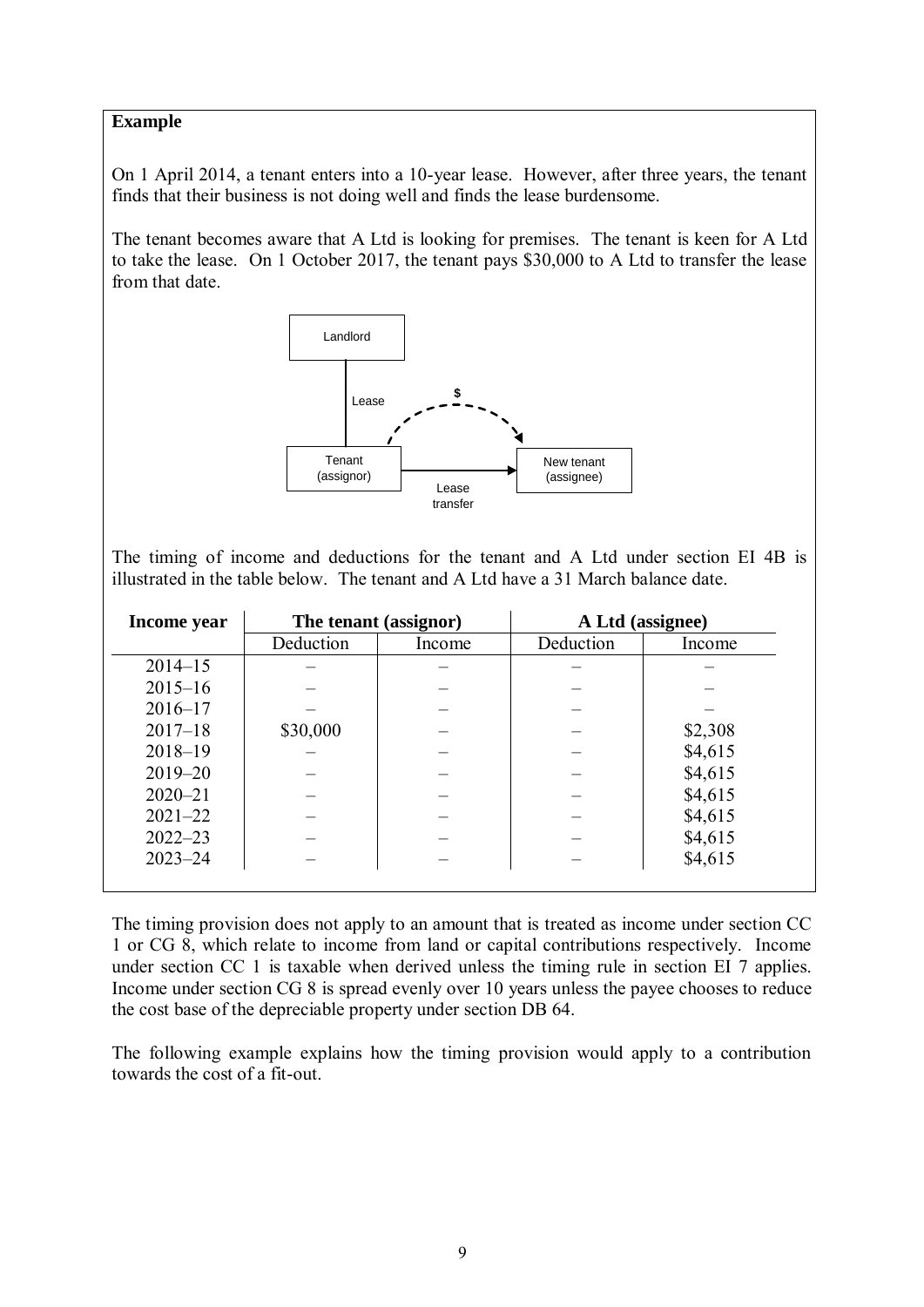**Example**

On 1 April 2014, a tenant enters into a 10-year lease. However, after three years, the tenant finds that their business is not doing well and finds the lease burdensome.

The tenant becomes aware that A Ltd is looking for premises. The tenant is keen for A Ltd to take the lease. On 1 October 2017, the tenant pays $30,000 to A Ltd to transfer the lease from that date.

Landlord

Lease

$

Tenant (assignor)

Lease transfer

New tenant (assignee)

The timing of income and deductions for the tenant and A Ltd under section EI 4B is illustrated in the table below. The tenant and A Ltd have a 31 March balance date.

| Income year | The tenant (assignor) | | A Ltd (assignee) | |
|---|---|---|---|---|
| | Deduction | Income | Deduction | Income |
| 2014–15 | – | – | – | – |
| 2015–16 | – | – | – | – |
| 2016–17 | – | – | – | – |
| 2017–18 | $30,000 | – | – | $2,308 |
| 2018–19 | – | – | – | $4,615 |
| 2019–20 | – | – | – | $4,615 |
| 2020–21 | – | – | – | $4,615 |
| 2021–22 | – | – | – | $4,615 |
| 2022–23 | – | – | – | $4,615 |
| 2023–24 | – | – | – | $4,615 |

The timing provision does not apply to an amount that is treated as income under section CC 1 or CG 8, which relate to income from land or capital contributions respectively. Income under section CC 1 is taxable when derived unless the timing rule in section EI 7 applies. Income under section CG 8 is spread evenly over 10 years unless the payee chooses to reduce the cost base of the depreciable property under section DB 64.

The following example explains how the timing provision would apply to a contribution towards the cost of a fit-out.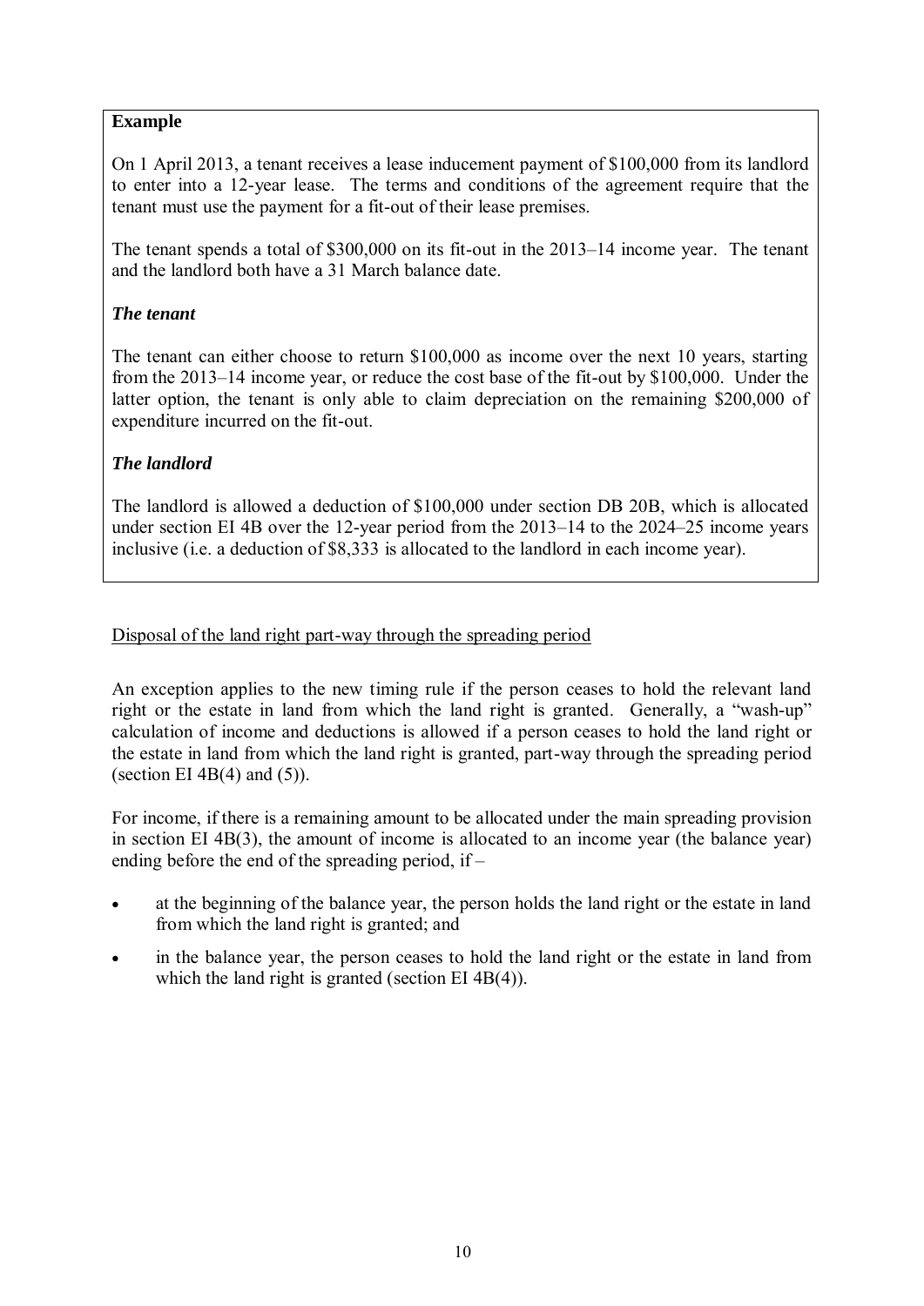**Example**

On 1 April 2013, a tenant receives a lease inducement payment of $100,000 from its landlord to enter into a 12-year lease. The terms and conditions of the agreement require that the tenant must use the payment for a fit-out of their lease premises.

The tenant spends a total of $300,000 on its fit-out in the 2013–14 income year. The tenant and the landlord both have a 31 March balance date.

***The tenant***

The tenant can either choose to return $100,000 as income over the next 10 years, starting from the 2013–14 income year, or reduce the cost base of the fit-out by $100,000. Under the latter option, the tenant is only able to claim depreciation on the remaining $200,000 of expenditure incurred on the fit-out.

***The landlord***

The landlord is allowed a deduction of $100,000 under section DB 20B, which is allocated under section EI 4B over the 12-year period from the 2013–14 to the 2024–25 income years inclusive (i.e. a deduction of $8,333 is allocated to the landlord in each income year).

<u>Disposal of the land right part-way through the spreading period</u>

An exception applies to the new timing rule if the person ceases to hold the relevant land right or the estate in land from which the land right is granted. Generally, a "wash-up" calculation of income and deductions is allowed if a person ceases to hold the land right or the estate in land from which the land right is granted, part-way through the spreading period (section EI 4B(4) and (5)).

For income, if there is a remaining amount to be allocated under the main spreading provision in section EI 4B(3), the amount of income is allocated to an income year (the balance year) ending before the end of the spreading period, if –

- at the beginning of the balance year, the person holds the land right or the estate in land from which the land right is granted; and
- in the balance year, the person ceases to hold the land right or the estate in land from which the land right is granted (section EI 4B(4)).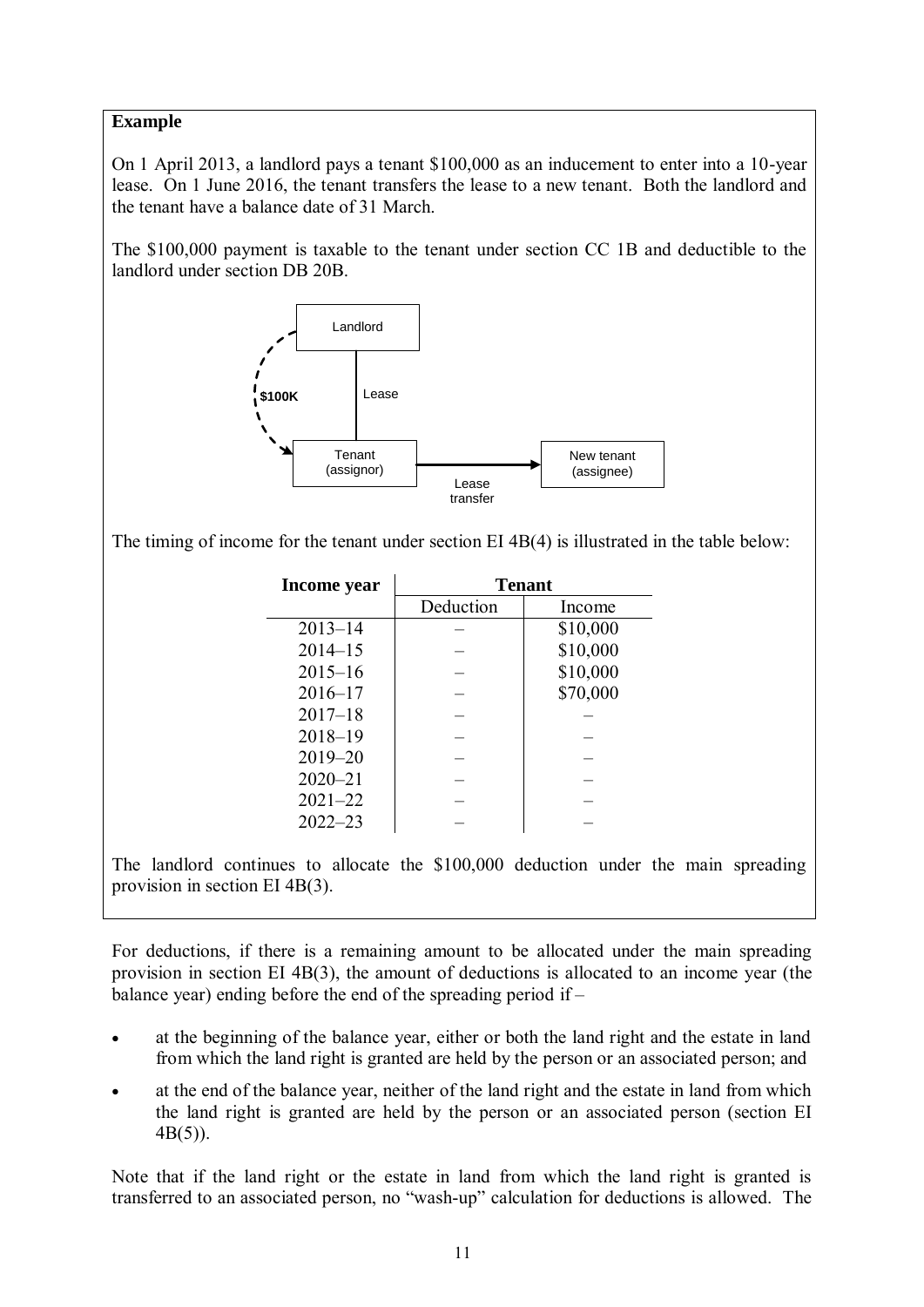**Example**

On 1 April 2013, a landlord pays a tenant $100,000 as an inducement to enter into a 10-year lease. On 1 June 2016, the tenant transfers the lease to a new tenant. Both the landlord and the tenant have a balance date of 31 March.

The $100,000 payment is taxable to the tenant under section CC 1B and deductible to the landlord under section DB 20B.

Landlord

$100K

Lease

Tenant (assignor)

Lease transfer

New tenant (assignee)

The timing of income for the tenant under section EI 4B(4) is illustrated in the table below:

| Income year | Tenant | |
|---|---|---|
| | Deduction | Income |
| 2013–14 | – | $10,000 |
| 2014–15 | – | $10,000 |
| 2015–16 | – | $10,000 |
| 2016–17 | – | $70,000 |
| 2017–18 | – | – |
| 2018–19 | – | – |
| 2019–20 | – | – |
| 2020–21 | – | – |
| 2021–22 | – | – |
| 2022–23 | – | – |

The landlord continues to allocate the $100,000 deduction under the main spreading provision in section EI 4B(3).

For deductions, if there is a remaining amount to be allocated under the main spreading provision in section EI 4B(3), the amount of deductions is allocated to an income year (the balance year) ending before the end of the spreading period if –

- at the beginning of the balance year, either or both the land right and the estate in land from which the land right is granted are held by the person or an associated person; and
- at the end of the balance year, neither of the land right and the estate in land from which the land right is granted are held by the person or an associated person (section EI 4B(5)).

Note that if the land right or the estate in land from which the land right is granted is transferred to an associated person, no "wash-up" calculation for deductions is allowed. The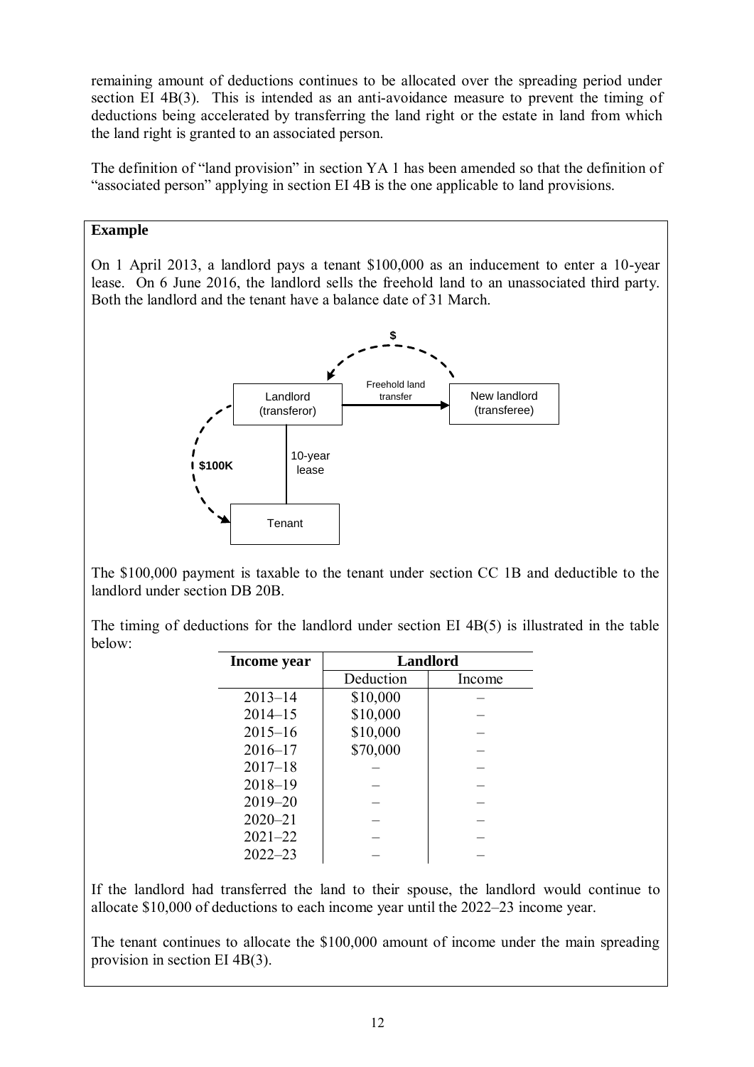remaining amount of deductions continues to be allocated over the spreading period under section EI 4B(3). This is intended as an anti-avoidance measure to prevent the timing of deductions being accelerated by transferring the land right or the estate in land from which the land right is granted to an associated person.

The definition of "land provision" in section YA 1 has been amended so that the definition of "associated person" applying in section EI 4B is the one applicable to land provisions.

**Example**

On 1 April 2013, a landlord pays a tenant $100,000 as an inducement to enter a 10-year lease. On 6 June 2016, the landlord sells the freehold land to an unassociated third party. Both the landlord and the tenant have a balance date of 31 March.

The $100,000 payment is taxable to the tenant under section CC 1B and deductible to the landlord under section DB 20B.

The timing of deductions for the landlord under section EI 4B(5) is illustrated in the table below:

| Income year | Landlord | |
|---|---|---|
| | Deduction | Income |
| 2013–14 | $10,000 | – |
| 2014–15 | $10,000 | – |
| 2015–16 | $10,000 | – |
| 2016–17 | $70,000 | – |
| 2017–18 | – | – |
| 2018–19 | – | – |
| 2019–20 | – | – |
| 2020–21 | – | – |
| 2021–22 | – | – |
| 2022–23 | – | – |

If the landlord had transferred the land to their spouse, the landlord would continue to allocate $10,000 of deductions to each income year until the 2022–23 income year.

The tenant continues to allocate the $100,000 amount of income under the main spreading provision in section EI 4B(3).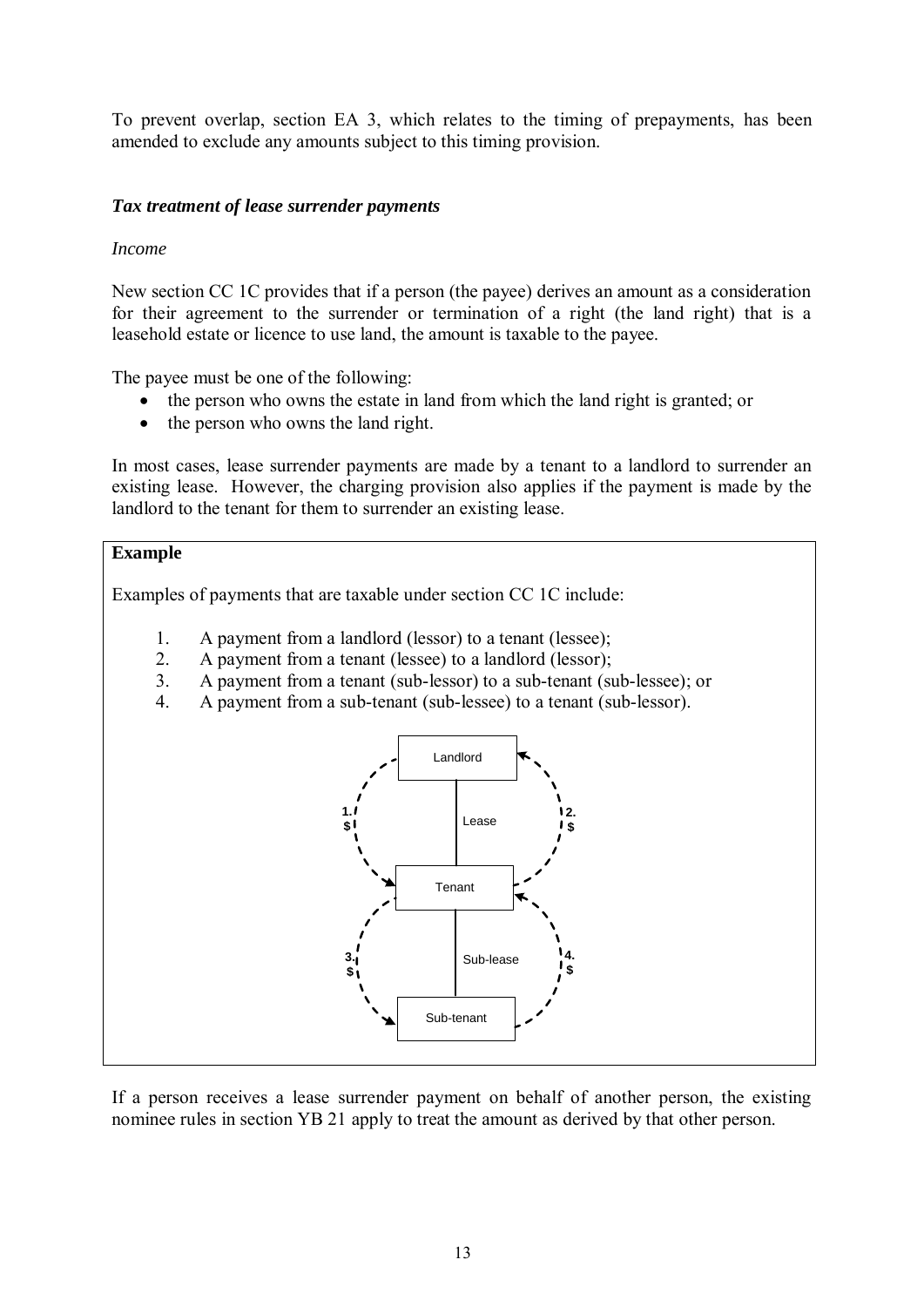To prevent overlap, section EA 3, which relates to the timing of prepayments, has been amended to exclude any amounts subject to this timing provision.

### *Tax treatment of lease surrender payments*

*Income*

New section CC 1C provides that if a person (the payee) derives an amount as a consideration for their agreement to the surrender or termination of a right (the land right) that is a leasehold estate or licence to use land, the amount is taxable to the payee.

The payee must be one of the following:

- the person who owns the estate in land from which the land right is granted; or
- the person who owns the land right.

In most cases, lease surrender payments are made by a tenant to a landlord to surrender an existing lease. However, the charging provision also applies if the payment is made by the landlord to the tenant for them to surrender an existing lease.

**Example**

Examples of payments that are taxable under section CC 1C include:

1. A payment from a landlord (lessor) to a tenant (lessee);
2. A payment from a tenant (lessee) to a landlord (lessor);
3. A payment from a tenant (sub-lessor) to a sub-tenant (sub-lessee); or
4. A payment from a sub-tenant (sub-lessee) to a tenant (sub-lessor).

Landlord — Lease — Tenant — Sub-lease — Sub-tenant

1. $ (Landlord → Tenant)
2. $ (Tenant → Landlord)
3. $ (Tenant → Sub-tenant)
4. $ (Sub-tenant → Tenant)

If a person receives a lease surrender payment on behalf of another person, the existing nominee rules in section YB 21 apply to treat the amount as derived by that other person.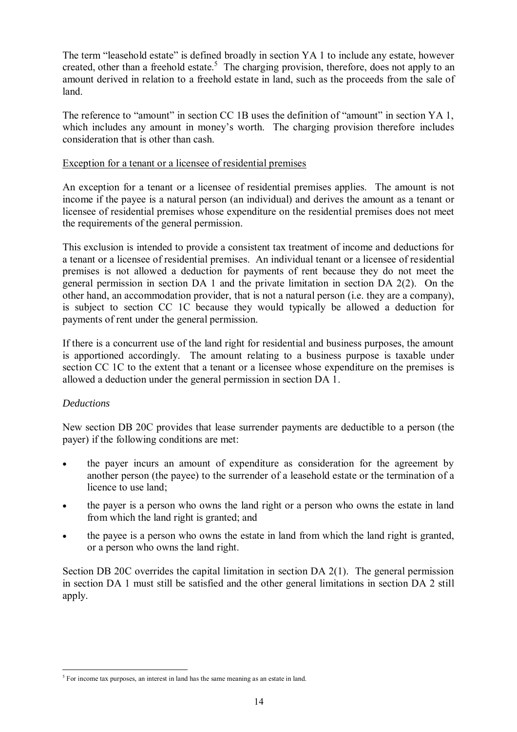The term "leasehold estate" is defined broadly in section YA 1 to include any estate, however created, other than a freehold estate.[5] The charging provision, therefore, does not apply to an amount derived in relation to a freehold estate in land, such as the proceeds from the sale of land.

The reference to "amount" in section CC 1B uses the definition of "amount" in section YA 1, which includes any amount in money's worth. The charging provision therefore includes consideration that is other than cash.

<u>Exception for a tenant or a licensee of residential premises</u>

An exception for a tenant or a licensee of residential premises applies. The amount is not income if the payee is a natural person (an individual) and derives the amount as a tenant or licensee of residential premises whose expenditure on the residential premises does not meet the requirements of the general permission.

This exclusion is intended to provide a consistent tax treatment of income and deductions for a tenant or a licensee of residential premises. An individual tenant or a licensee of residential premises is not allowed a deduction for payments of rent because they do not meet the general permission in section DA 1 and the private limitation in section DA 2(2). On the other hand, an accommodation provider, that is not a natural person (i.e. they are a company), is subject to section CC 1C because they would typically be allowed a deduction for payments of rent under the general permission.

If there is a concurrent use of the land right for residential and business purposes, the amount is apportioned accordingly. The amount relating to a business purpose is taxable under section CC 1C to the extent that a tenant or a licensee whose expenditure on the premises is allowed a deduction under the general permission in section DA 1.

*Deductions*

New section DB 20C provides that lease surrender payments are deductible to a person (the payer) if the following conditions are met:

- the payer incurs an amount of expenditure as consideration for the agreement by another person (the payee) to the surrender of a leasehold estate or the termination of a licence to use land;
- the payer is a person who owns the land right or a person who owns the estate in land from which the land right is granted; and
- the payee is a person who owns the estate in land from which the land right is granted, or a person who owns the land right.

Section DB 20C overrides the capital limitation in section DA 2(1). The general permission in section DA 1 must still be satisfied and the other general limitations in section DA 2 still apply.

---

[5] For income tax purposes, an interest in land has the same meaning as an estate in land.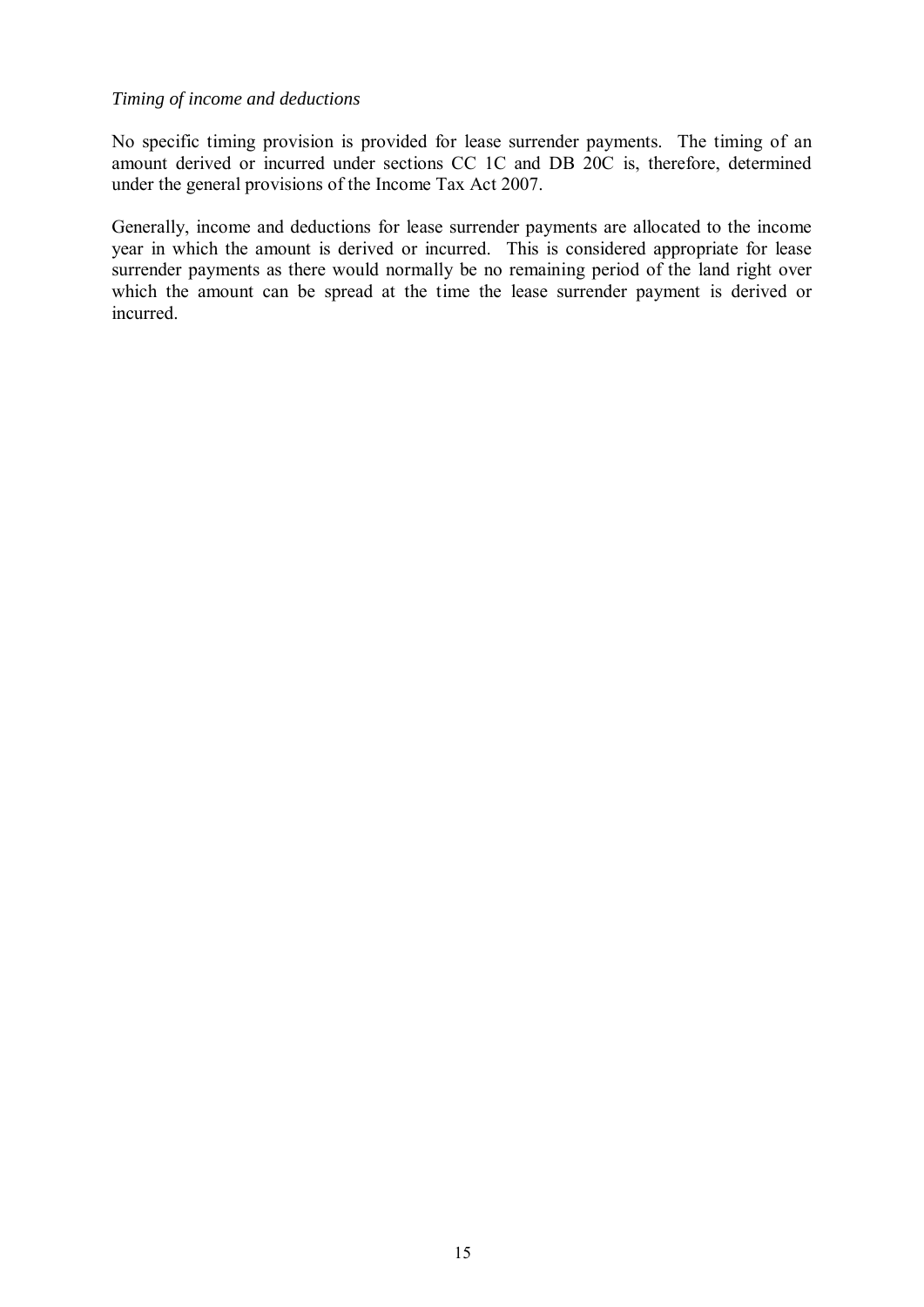*Timing of income and deductions*

No specific timing provision is provided for lease surrender payments. The timing of an amount derived or incurred under sections CC 1C and DB 20C is, therefore, determined under the general provisions of the Income Tax Act 2007.

Generally, income and deductions for lease surrender payments are allocated to the income year in which the amount is derived or incurred. This is considered appropriate for lease surrender payments as there would normally be no remaining period of the land right over which the amount can be spread at the time the lease surrender payment is derived or incurred.